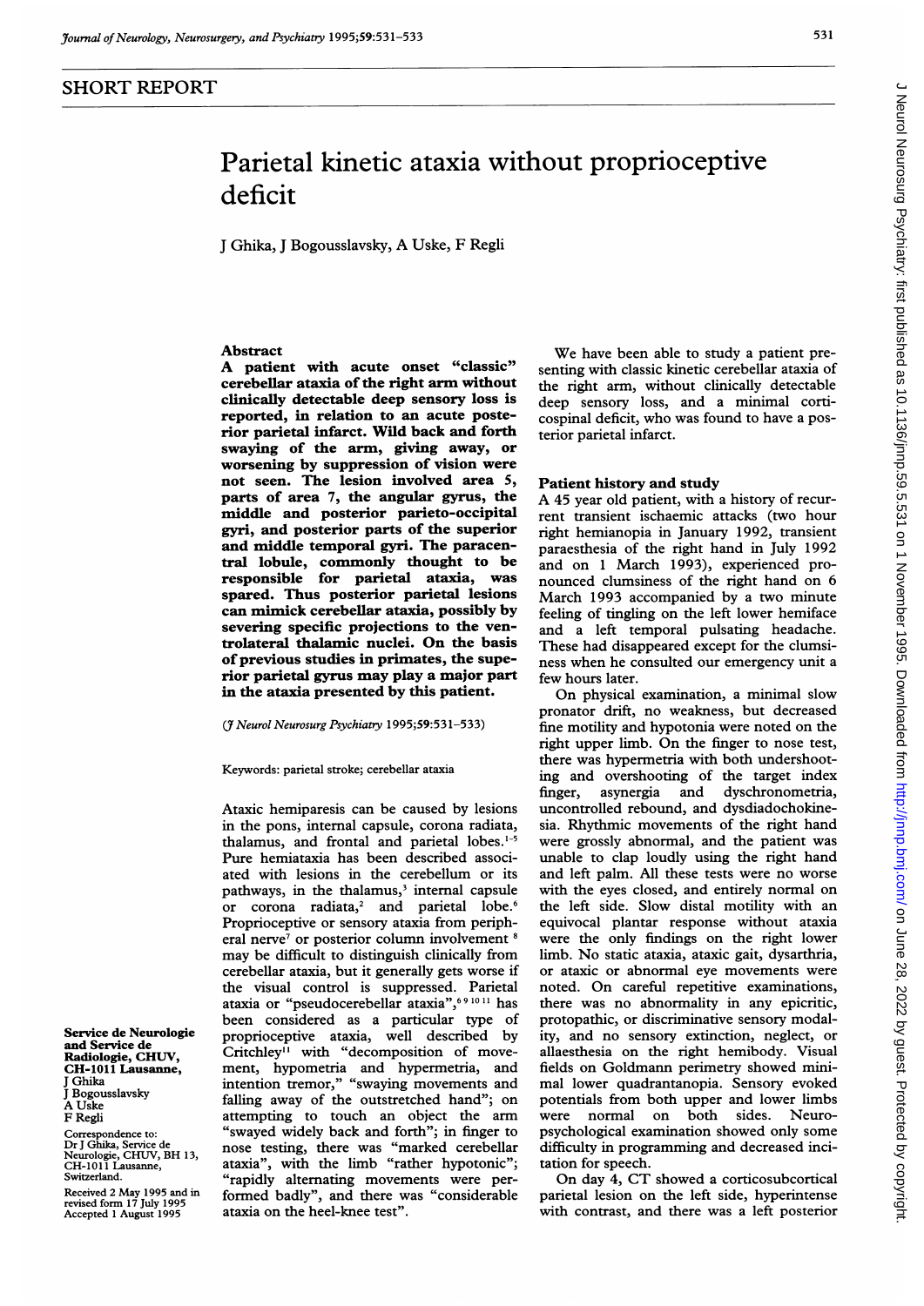## SHORT REPORT

# Parietal kinetic ataxia without proprioceptive deficit

J Ghika, J Bogousslavsky, A Uske, F Regli

Service de Neurologie and Service de Radiologie, CHUV, CH-1011 Lausanne, Switzerland
J Ghika
J Bogousslavsky
A Uske
F Regli

Correspondence to: Dr J Ghika, Service de Neurologie, CHUV, BH 13, CH-1011 Lausanne, Switzerland.

Received 2 May 1995 and in revised form 17 July 1995
Accepted 1 August 1995

### Abstract

**A patient with acute onset "classic" cerebellar ataxia of the right arm without clinically detectable deep sensory loss is reported, in relation to an acute posterior parietal infarct. Wild back and forth swaying of the arm, giving away, or worsening by suppression of vision were not seen. The lesion involved area 5, parts of area 7, the angular gyrus, the middle and posterior parieto-occipital gyri, and posterior parts of the superior and middle temporal gyri. The paracentral lobule, commonly thought to be responsible for parietal ataxia, was spared. Thus posterior parietal lesions can mimick cerebellar ataxia, possibly by severing specific projections to the ventrolateral thalamic nuclei. On the basis of previous studies in primates, the superior parietal gyrus may play a major part in the ataxia presented by this patient.**

(*J Neurol Neurosurg Psychiatry* 1995;59:531–533)

Keywords: parietal stroke; cerebellar ataxia

Ataxic hemiparesis can be caused by lesions in the pons, internal capsule, corona radiata, thalamus, and frontal and parietal lobes.[1-5] Pure hemiataxia has been described associated with lesions in the cerebellum or its pathways, in the thalamus,[3] internal capsule or corona radiata,[2] and parietal lobe.[6] Proprioceptive or sensory ataxia from peripheral nerve[7] or posterior column involvement[8] may be difficult to distinguish clinically from cerebellar ataxia, but it generally gets worse if the visual control is suppressed. Parietal ataxia or "pseudocerebellar ataxia",[6 9 10 11] has been considered as a particular type of proprioceptive ataxia, well described by Critchley[11] with "decomposition of movement, hypometria and hypermetria, and intention tremor," "swaying movements and falling away of the outstretched hand"; on attempting to touch an object the arm "swayed widely back and forth"; in finger to nose testing, there was "marked cerebellar ataxia", with the limb "rather hypotonic"; "rapidly alternating movements were performed badly", and there was "considerable ataxia on the heel-knee test".

We have been able to study a patient presenting with classic kinetic cerebellar ataxia of the right arm, without clinically detectable deep sensory loss, and a minimal corticospinal deficit, who was found to have a posterior parietal infarct.

### Patient history and study

A 45 year old patient, with a history of recurrent transient ischaemic attacks (two hour right hemianopia in January 1992, transient paraesthesia of the right hand in July 1992 and on 1 March 1993), experienced pronounced clumsiness of the right hand on 6 March 1993 accompanied by a two minute feeling of tingling on the left lower hemiface and a left temporal pulsating headache. These had disappeared except for the clumsiness when he consulted our emergency unit a few hours later.

On physical examination, a minimal slow pronator drift, no weakness, but decreased fine motility and hypotonia were noted on the right upper limb. On the finger to nose test, there was hypermetria with both undershooting and overshooting of the target index finger, asynergia and dyschronometria, uncontrolled rebound, and dysdiadochokinesia. Rhythmic movements of the right hand were grossly abnormal, and the patient was unable to clap loudly using the right hand and left palm. All these tests were no worse with the eyes closed, and entirely normal on the left side. Slow distal motility with an equivocal plantar response without ataxia were the only findings on the right lower limb. No static ataxia, ataxic gait, dysarthria, or ataxic or abnormal eye movements were noted. On careful repetitive examinations, there was no abnormality in any epicritic, protopathic, or discriminative sensory modality, and no sensory extinction, neglect, or allaesthesia on the right hemibody. Visual fields on Goldmann perimetry showed minimal lower quadrantanopia. Sensory evoked potentials from both upper and lower limbs were normal on both sides. Neuropsychological examination showed only some difficulty in programming and decreased incitation for speech.

On day 4, CT showed a corticosubcortical parietal lesion on the left side, hyperintense with contrast, and there was a left posterior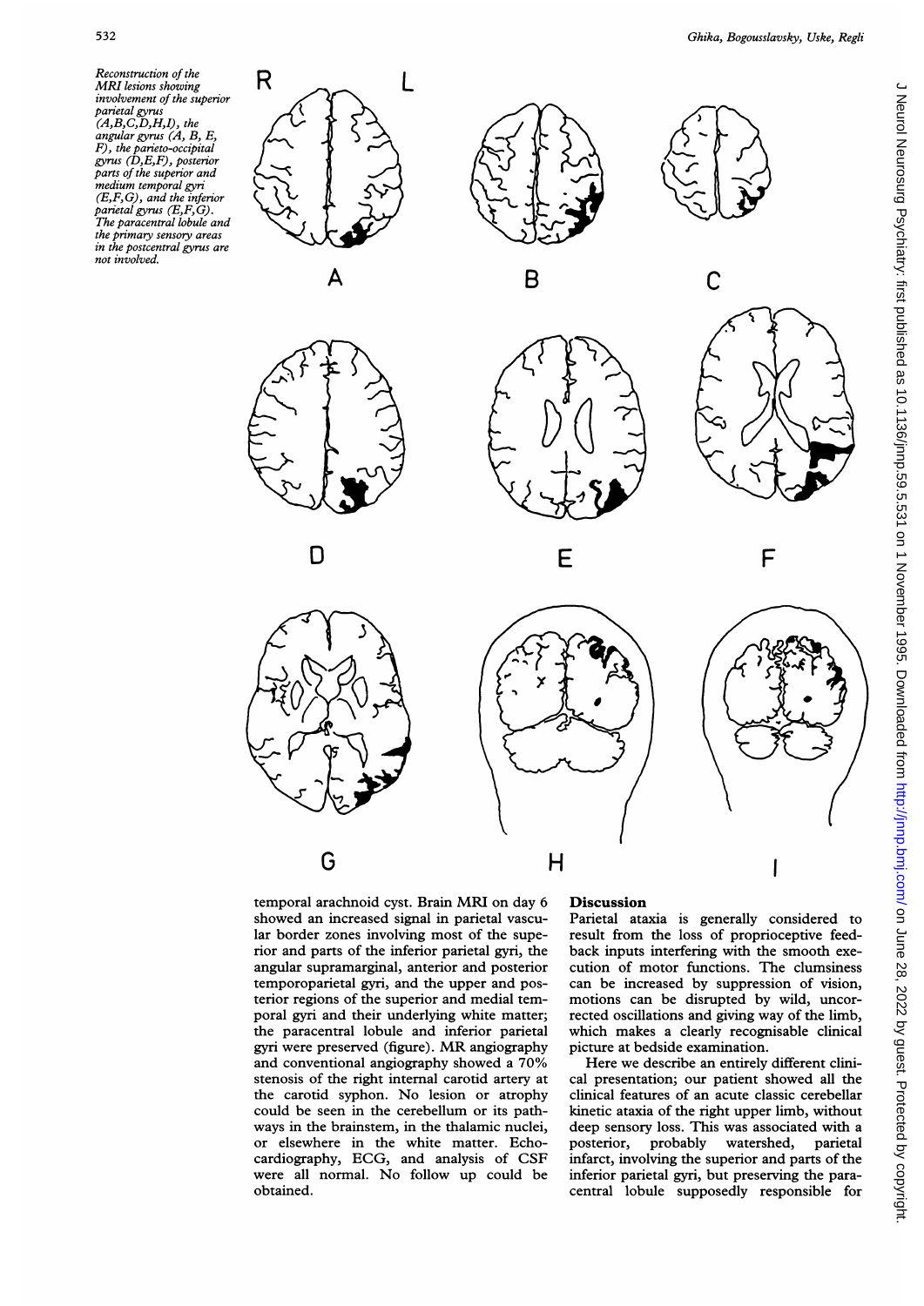*Reconstruction of the MRI lesions showing involvement of the superior parietal gyrus (A,B,C,D,H,I), the angular gyrus (A, B, E, F), the parieto-occipital gyrus (D,E,F), posterior parts of the superior and medium temporal gyri (E,F,G), and the inferior parietal gyrus (E,F,G). The paracentral lobule and the primary sensory areas in the postcentral gyrus are not involved.*

temporal arachnoid cyst. Brain MRI on day 6 showed an increased signal in parietal vascular border zones involving most of the superior and parts of the inferior parietal gyri, the angular supramarginal, anterior and posterior temporoparietal gyri, and the upper and posterior regions of the superior and medial temporal gyri and their underlying white matter; the paracentral lobule and inferior parietal gyri were preserved (figure). MR angiography and conventional angiography showed a 70% stenosis of the right internal carotid artery at the carotid syphon. No lesion or atrophy could be seen in the cerebellum or its pathways in the brainstem, in the thalamic nuclei, or elsewhere in the white matter. Echocardiography, ECG, and analysis of CSF were all normal. No follow up could be obtained.

## Discussion

Parietal ataxia is generally considered to result from the loss of proprioceptive feedback inputs interfering with the smooth execution of motor functions. The clumsiness can be increased by suppression of vision, motions can be disrupted by wild, uncorrected oscillations and giving way of the limb, which makes a clearly recognisable clinical picture at bedside examination.

Here we describe an entirely different clinical presentation; our patient showed all the clinical features of an acute classic cerebellar kinetic ataxia of the right upper limb, without deep sensory loss. This was associated with a posterior, probably watershed, parietal infarct, involving the superior and parts of the inferior parietal gyri, but preserving the paracentral lobule supposedly responsible for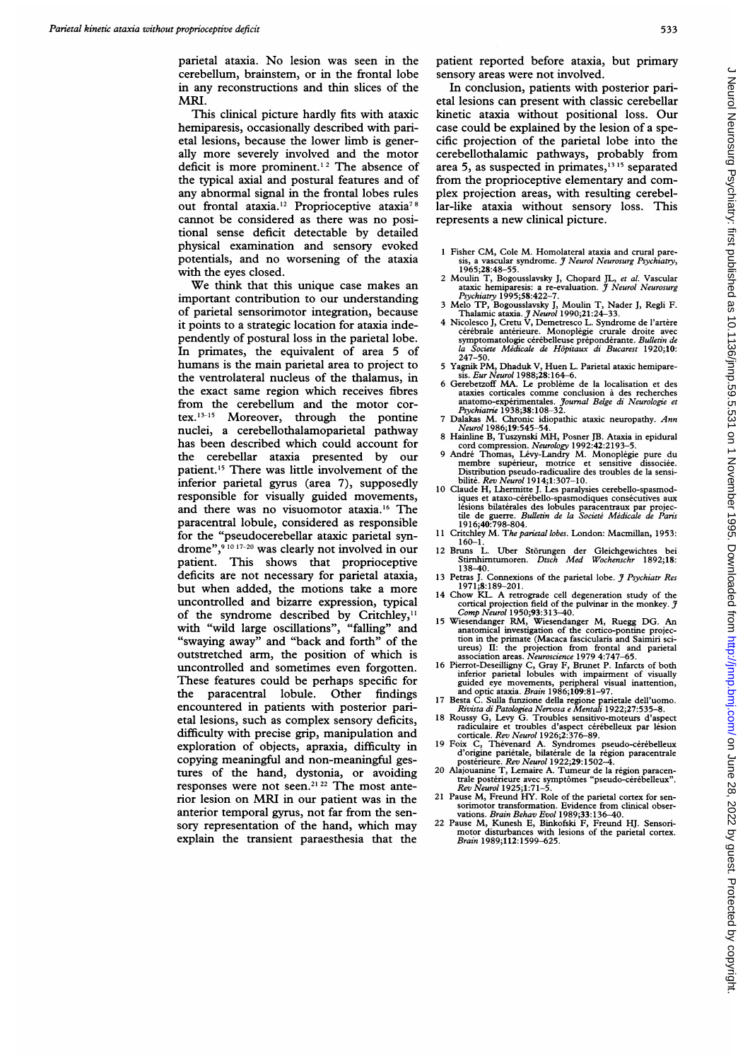parietal ataxia. No lesion was seen in the cerebellum, brainstem, or in the frontal lobe in any reconstructions and thin slices of the MRI.

This clinical picture hardly fits with ataxic hemiparesis, occasionally described with parietal lesions, because the lower limb is generally more severely involved and the motor deficit is more prominent.[1 2] The absence of the typical axial and postural features and of any abnormal signal in the frontal lobes rules out frontal ataxia.[12] Proprioceptive ataxia[7 8] cannot be considered as there was no positional sense deficit detectable by detailed physical examination and sensory evoked potentials, and no worsening of the ataxia with the eyes closed.

We think that this unique case makes an important contribution to our understanding of parietal sensorimotor integration, because it points to a strategic location for ataxia independently of postural loss in the parietal lobe. In primates, the equivalent of area 5 of humans is the main parietal area to project to the ventrolateral nucleus of the thalamus, in the exact same region which receives fibres from the cerebellum and the motor cortex.[13-15] Moreover, through the pontine nuclei, a cerebellothalamoparietal pathway has been described which could account for the cerebellar ataxia presented by our patient.[15] There was little involvement of the inferior parietal gyrus (area 7), supposedly responsible for visually guided movements, and there was no visuomotor ataxia.[16] The paracentral lobule, considered as responsible for the "pseudocerebellar ataxic parietal syndrome",[9 10 17-20] was clearly not involved in our patient. This shows that proprioceptive deficits are not necessary for parietal ataxia, but when added, the motions take a more uncontrolled and bizarre expression, typical of the syndrome described by Critchley,[11] with "wild large oscillations", "falling" and "swaying away" and "back and forth" of the outstretched arm, the position of which is uncontrolled and sometimes even forgotten. These features could be perhaps specific for the paracentral lobule. Other findings encountered in patients with posterior parietal lesions, such as complex sensory deficits, difficulty with precise grip, manipulation and exploration of objects, apraxia, difficulty in copying meaningful and non-meaningful gestures of the hand, dystonia, or avoiding responses were not seen.[21 22] The most anterior lesion on MRI in our patient was in the anterior temporal gyrus, not far from the sensory representation of the hand, which may explain the transient paraesthesia that the patient reported before ataxia, but primary sensory areas were not involved.

In conclusion, patients with posterior parietal lesions can present with classic cerebellar kinetic ataxia without positional loss. Our case could be explained by the lesion of a specific projection of the parietal lobe into the cerebellothalamic pathways, probably from area 5, as suspected in primates,[13 15] separated from the proprioceptive elementary and complex projection areas, with resulting cerebellar-like ataxia without sensory loss. This represents a new clinical picture.

1. Fisher CM, Cole M. Homolateral ataxia and crural paresis, a vascular syndrome. *J Neurol Neurosurg Psychiatry*, 1965;**28**:48–55.
2. Moulin T, Bogousslavsky J, Chopard JL, *et al*. Vascular ataxic hemiparesis: a re-evaluation. *J Neurol Neurosurg Psychiatry* 1995;**58**:422–7.
3. Melo TP, Bogousslavsky J, Moulin T, Nader J, Regli F. Thalamic ataxia. *J Neurol* 1990;**21**:24–33.
4. Nicolesco J, Cretu V, Demetresco L. Syndrome de l'artère cérébrale antérieure. Monoplégie crurale droite avec symptomatologie cérébelleuse prépondérante. *Bulletin de la Societé Médicale de Hôpitaux di Bucarest* 1920;**10**: 247–50.
5. Yagnik PM, Dhaduk V, Huen L. Parietal ataxic hemiparesis. *Eur Neurol* 1988;**28**:164–6.
6. Gerebetzoff MA. Le problème de la localisation et des ataxies corticales comme conclusion à des recherches anatomo-expérimentales. *Journal Belge de Neurologie et Psychiatrie* 1938;**38**:108–32.
7. Dalakas M. Chronic idiopathic ataxic neuropathy. *Ann Neurol* 1986;**19**:545–54.
8. Hainline B, Tuszynski MH, Posner JB. Ataxia in epidural cord compression. *Neurology* 1992:**42**:2193–5.
9. André Thomas, Lévy-Landry M. Monoplégie pure du membre supérieur, motrice et sensitive dissociée. Distribution pseudo-radiculaire des troubles de la sensibilité. *Rev Neurol* 1914;**1**:307–10.
10. Claude H, Lhermitte J. Les paralysies cerebello-spasmodiques et ataxo-cérébello-spasmodiques consécutives aux lésions bilatérales des lobules paracentraux par projectile de guerre. *Bulletin de la Société Médicale de Paris* 1916;**40**:798–804.
11. Critchley M. *The parietal lobes*. London: Macmillan, 1953: 160–1.
12. Bruns L. Uber Störungen der Gleichgewichtes bei Stirnhirntumoren. *Dtsch Med Wochenschr* 1892;**18**: 138–40.
13. Petras J. Connexions of the parietal lobe. *J Psychiatr Res* 1971;**8**:189–201.
14. Chow KL. A retrograde cell degeneration study of the cortical projection field of the pulvinar in the monkey. *J Comp Neurol* 1950;**93**:313–40.
15. Wiesendanger RM, Wiesendanger M, Ruegg DG. An anatomical investigation of the cortico-pontine projection in the primate (Macaca fascicularis and Saimiri sciureus) II: the projection from frontal and parietal association areas. *Neuroscience* 1979 **4**:747–65.
16. Pierrot-Deseilligny C, Gray F, Brunet P. Infarcts of both inferior parietal lobules with impairment of visually guided eye movements, peripheral visual inattention, and optic ataxia. *Brain* 1986;**109**:81–97.
17. Besta C. Sulla funzione della regione parietale dell'uomo. *Rivista di Patologiea Nervosa e Mentali* 1922;**27**:535–8.
18. Roussy G, Levy G. Troubles sensitivo-moteurs d'aspect radiculaire et troubles d'aspect cérébelleux par lésion corticale. *Rev Neurol* 1926;**2**:376–89.
19. Foix C, Thévenard A. Syndromes pseudo-cérébelleux d'origine pariétale, bilatérale de la région paracentrale postérieure. *Rev Neurol* 1922;**29**:1502–4.
20. Alajouanine T, Lemaire A. Tumeur de la région paracentrale postérieure avec symptômes "pseudo-cérébelleux". *Rev Neurol* 1925;**1**:71–5.
21. Pause M, Freund HY. Role of the parietal cortex for sensorimotor transformation. Evidence from clinical observations. *Brain Behav Evol* 1989;**33**:136–40.
22. Pause M, Kunesh E, Binkofski F, Freund HJ. Sensorimotor disturbances with lesions of the parietal cortex. *Brain* 1989;**112**:1599–625.